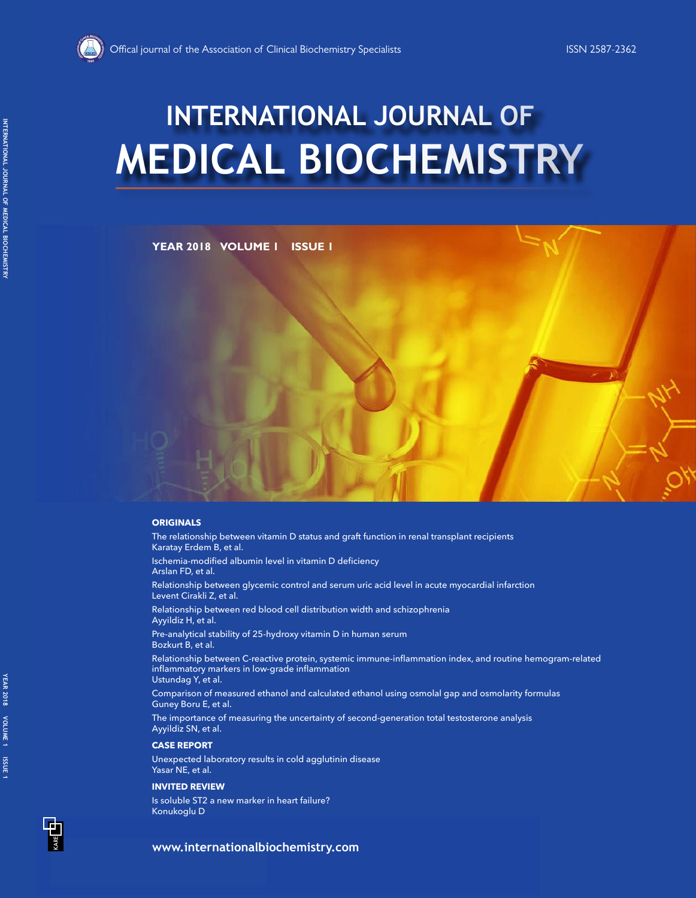Offical journal of the Association of Clinical Biochemistry Specialists

ISSN 2587-2362

# INTERNATIONAL JOURNAL OF MEDICAL BIOCHEMISTRY

**YEAR 2018 VOLUME 1 ISSUE 1**

### ORIGINALS

The relationship between vitamin D status and graft function in renal transplant recipients
Karatay Erdem B, et al.

Ischemia-modified albumin level in vitamin D deficiency
Arslan FD, et al.

Relationship between glycemic control and serum uric acid level in acute myocardial infarction
Levent Cirakli Z, et al.

Relationship between red blood cell distribution width and schizophrenia
Ayyildiz H, et al.

Pre-analytical stability of 25-hydroxy vitamin D in human serum
Bozkurt B, et al.

Relationship between C-reactive protein, systemic immune-inflammation index, and routine hemogram-related inflammatory markers in low-grade inflammation
Ustundag Y, et al.

Comparison of measured ethanol and calculated ethanol using osmolal gap and osmolarity formulas
Guney Boru E, et al.

The importance of measuring the uncertainty of second-generation total testosterone analysis
Ayyildiz SN, et al.

### CASE REPORT

Unexpected laboratory results in cold agglutinin disease
Yasar NE, et al.

### INVITED REVIEW

Is soluble ST2 a new marker in heart failure?
Konukoglu D

**www.internationalbiochemistry.com**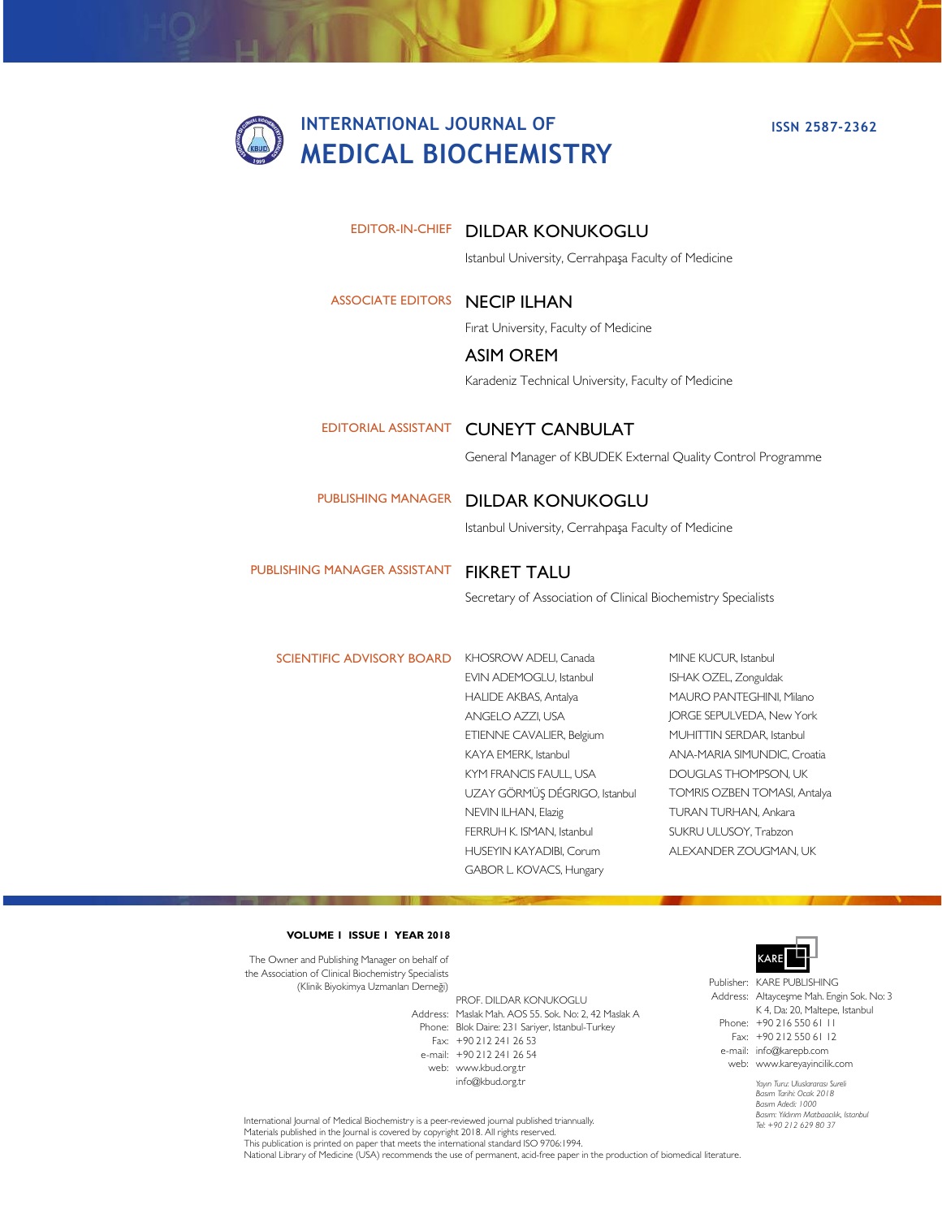# INTERNATIONAL JOURNAL OF MEDICAL BIOCHEMISTRY

**ISSN 2587-2362**

**EDITOR-IN-CHIEF**
DILDAR KONUKOGLU
Istanbul University, Cerrahpaşa Faculty of Medicine

**ASSOCIATE EDITORS**
NECIP ILHAN
Fırat University, Faculty of Medicine

ASIM OREM
Karadeniz Technical University, Faculty of Medicine

**EDITORIAL ASSISTANT**
CUNEYT CANBULAT
General Manager of KBUDEK External Quality Control Programme

**PUBLISHING MANAGER**
DILDAR KONUKOGLU
Istanbul University, Cerrahpaşa Faculty of Medicine

**PUBLISHING MANAGER ASSISTANT**
FIKRET TALU
Secretary of Association of Clinical Biochemistry Specialists

**SCIENTIFIC ADVISORY BOARD**

KHOSROW ADELI, Canada
EVIN ADEMOGLU, Istanbul
HALIDE AKBAS, Antalya
ANGELO AZZI, USA
ETIENNE CAVALIER, Belgium
KAYA EMERK, Istanbul
KYM FRANCIS FAULL, USA
UZAY GÖRMÜŞ DÉGRIGO, Istanbul
NEVIN ILHAN, Elazig
FERRUH K. ISMAN, Istanbul
HUSEYIN KAYADIBI, Corum
GABOR L. KOVACS, Hungary
MINE KUCUR, Istanbul
ISHAK OZEL, Zonguldak
MAURO PANTEGHINI, Milano
JORGE SEPULVEDA, New York
MUHITTIN SERDAR, Istanbul
ANA-MARIA SIMUNDIC, Croatia
DOUGLAS THOMPSON, UK
TOMRIS OZBEN TOMASI, Antalya
TURAN TURHAN, Ankara
SUKRU ULUSOY, Trabzon
ALEXANDER ZOUGMAN, UK

**VOLUME 1 ISSUE 1 YEAR 2018**

The Owner and Publishing Manager on behalf of the Association of Clinical Biochemistry Specialists (Klinik Biyokimya Uzmanları Derneği)

PROF. DILDAR KONUKOGLU
Address: Maslak Mah. AOS 55. Sok. No: 2, 42 Maslak A Blok Daire: 231 Sariyer, Istanbul-Turkey
Phone: +90 212 241 26 53
Fax: +90 212 241 26 54
e-mail: www.kbud.org.tr
web: info@kbud.org.tr

KARE

Publisher: KARE PUBLISHING
Address: Altayçeşme Mah. Engin Sok. No: 3 K 4, Da: 20, Maltepe, Istanbul
Phone: +90 216 550 61 11
Fax: +90 212 550 61 12
e-mail: info@karepb.com
web: www.kareyayincilik.com

*Yayın Turu: Uluslararası Sureli*
*Basım Tarihi: Ocak 2018*
*Basım Adedi: 1000*
*Basım: Yıldırım Matbaacılık, Istanbul*
*Tel: +90 212 629 80 37*

International Journal of Medical Biochemistry is a peer-reviewed journal published triannually.
Materials published in the Journal is covered by copyright 2018. All rights reserved.
This publication is printed on paper that meets the international standard ISO 9706:1994.
National Library of Medicine (USA) recommends the use of permanent, acid-free paper in the production of biomedical literature.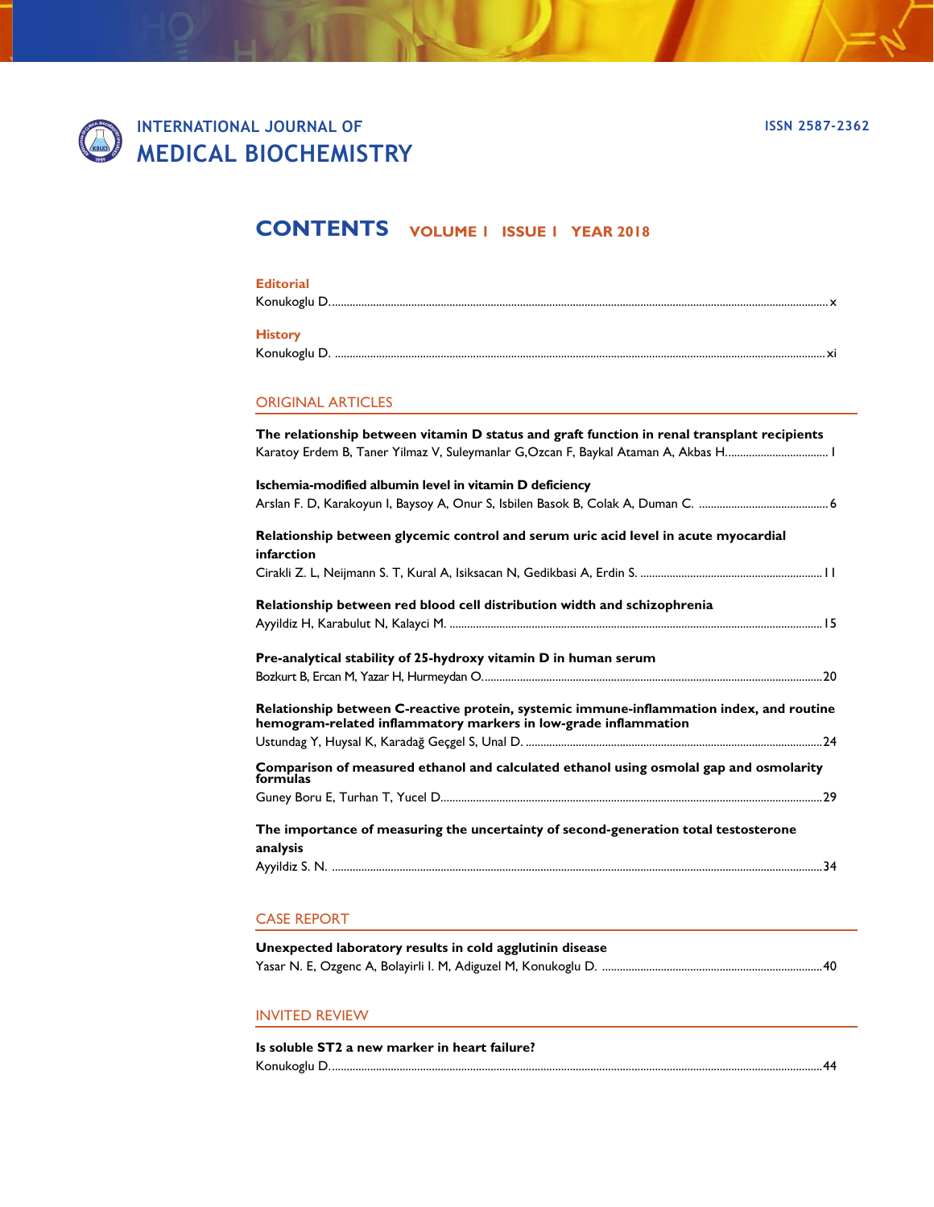# INTERNATIONAL JOURNAL OF MEDICAL BIOCHEMISTRY

ISSN 2587-2362

## CONTENTS VOLUME 1 ISSUE 1 YEAR 2018

**Editorial**

Konukoglu D. .......... x

**History**

Konukoglu D. .......... xi

## ORIGINAL ARTICLES

**The relationship between vitamin D status and graft function in renal transplant recipients**
Karatoy Erdem B, Taner Yilmaz V, Suleymanlar G,Ozcan F, Baykal Ataman A, Akbas H. .......... 1

**Ischemia-modified albumin level in vitamin D deficiency**
Arslan F. D, Karakoyun I, Baysoy A, Onur S, Isbilen Basok B, Colak A, Duman C. .......... 6

**Relationship between glycemic control and serum uric acid level in acute myocardial infarction**
Cirakli Z. L, Neijmann S. T, Kural A, Isiksacan N, Gedikbasi A, Erdin S. .......... 11

**Relationship between red blood cell distribution width and schizophrenia**
Ayyildiz H, Karabulut N, Kalayci M. .......... 15

**Pre-analytical stability of 25-hydroxy vitamin D in human serum**
Bozkurt B, Ercan M, Yazar H, Hurmeydan O. .......... 20

**Relationship between C-reactive protein, systemic immune-inflammation index, and routine hemogram-related inflammatory markers in low-grade inflammation**
Ustundag Y, Huysal K, Karadağ Geçgel S, Unal D. .......... 24

**Comparison of measured ethanol and calculated ethanol using osmolal gap and osmolarity formulas**
Guney Boru E, Turhan T, Yucel D. .......... 29

**The importance of measuring the uncertainty of second-generation total testosterone analysis**
Ayyildiz S. N. .......... 34

## CASE REPORT

**Unexpected laboratory results in cold agglutinin disease**
Yasar N. E, Ozgenc A, Bolayirli I. M, Adiguzel M, Konukoglu D. .......... 40

## INVITED REVIEW

**Is soluble ST2 a new marker in heart failure?**
Konukoglu D. .......... 44